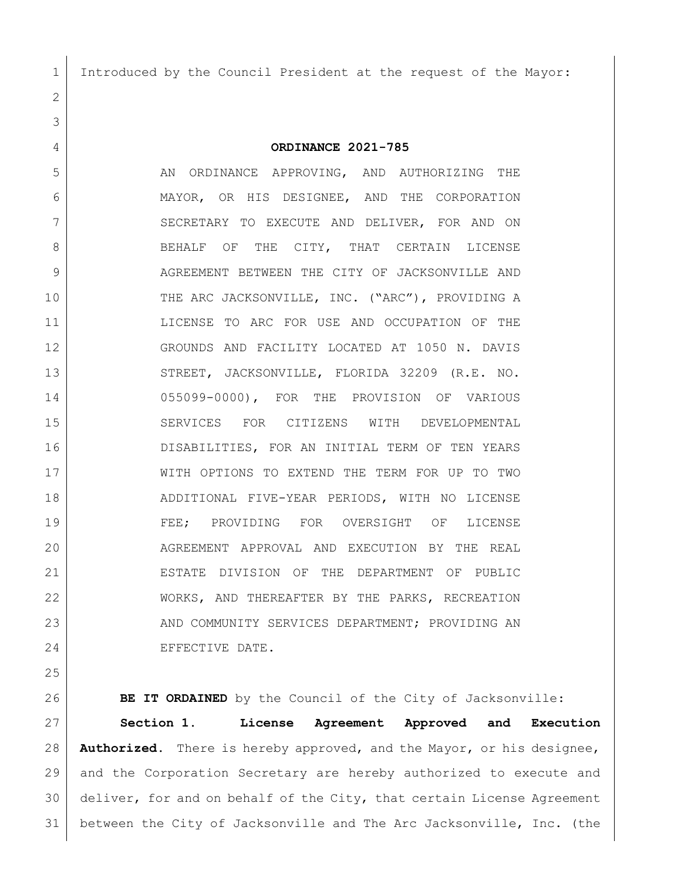Introduced by the Council President at the request of the Mayor:

**ORDINANCE 2021-785**

AN ORDINANCE APPROVING, AND AUTHORIZING THE MAYOR, OR HIS DESIGNEE, AND THE CORPORATION SECRETARY TO EXECUTE AND DELIVER, FOR AND ON BEHALF OF THE CITY, THAT CERTAIN LICENSE AGREEMENT BETWEEN THE CITY OF JACKSONVILLE AND THE ARC JACKSONVILLE, INC. ("ARC"), PROVIDING A LICENSE TO ARC FOR USE AND OCCUPATION OF THE GROUNDS AND FACILITY LOCATED AT 1050 N. DAVIS STREET, JACKSONVILLE, FLORIDA 32209 (R.E. NO. 055099-0000), FOR THE PROVISION OF VARIOUS SERVICES FOR CITIZENS WITH DEVELOPMENTAL DISABILITIES, FOR AN INITIAL TERM OF TEN YEARS WITH OPTIONS TO EXTEND THE TERM FOR UP TO TWO ADDITIONAL FIVE-YEAR PERIODS, WITH NO LICENSE FEE; PROVIDING FOR OVERSIGHT OF LICENSE AGREEMENT APPROVAL AND EXECUTION BY THE REAL ESTATE DIVISION OF THE DEPARTMENT OF PUBLIC WORKS, AND THEREAFTER BY THE PARKS, RECREATION AND COMMUNITY SERVICES DEPARTMENT; PROVIDING AN EFFECTIVE DATE.

**BE IT ORDAINED** by the Council of the City of Jacksonville:

**Section 1. License Agreement Approved and Execution Authorized.** There is hereby approved, and the Mayor, or his designee, and the Corporation Secretary are hereby authorized to execute and deliver, for and on behalf of the City, that certain License Agreement between the City of Jacksonville and The Arc Jacksonville, Inc. (the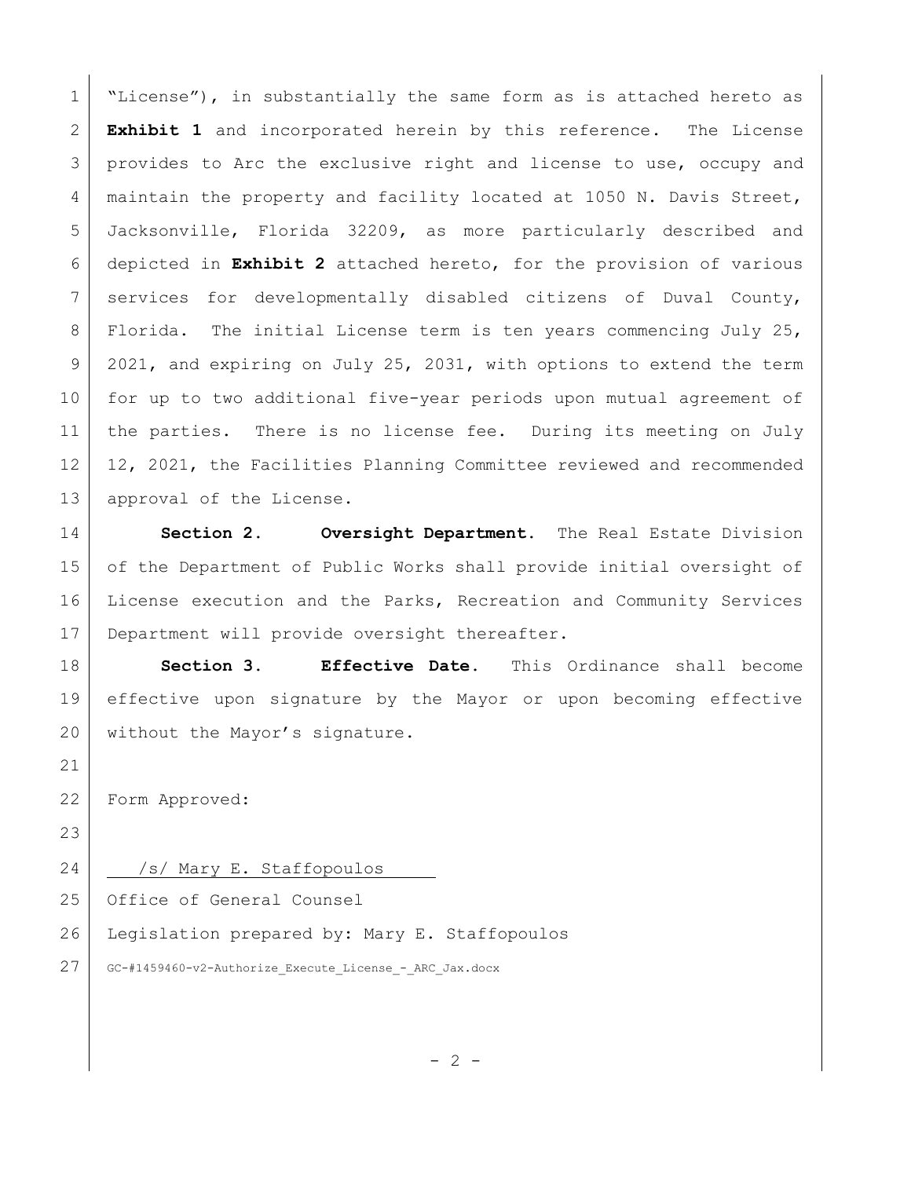"License"), in substantially the same form as is attached hereto as **Exhibit 1** and incorporated herein by this reference. The License provides to Arc the exclusive right and license to use, occupy and maintain the property and facility located at 1050 N. Davis Street, Jacksonville, Florida 32209, as more particularly described and depicted in **Exhibit 2** attached hereto, for the provision of various services for developmentally disabled citizens of Duval County, Florida. The initial License term is ten years commencing July 25, 2021, and expiring on July 25, 2031, with options to extend the term for up to two additional five-year periods upon mutual agreement of the parties. There is no license fee. During its meeting on July 12, 2021, the Facilities Planning Committee reviewed and recommended approval of the License.

**Section 2. Oversight Department.** The Real Estate Division of the Department of Public Works shall provide initial oversight of License execution and the Parks, Recreation and Community Services Department will provide oversight thereafter.

**Section 3. Effective Date.** This Ordinance shall become effective upon signature by the Mayor or upon becoming effective without the Mayor's signature.

Form Approved:

/s/ Mary E. Staffopoulos

Office of General Counsel

Legislation prepared by: Mary E. Staffopoulos

GC-#1459460-v2-Authorize_Execute_License_-_ARC_Jax.docx